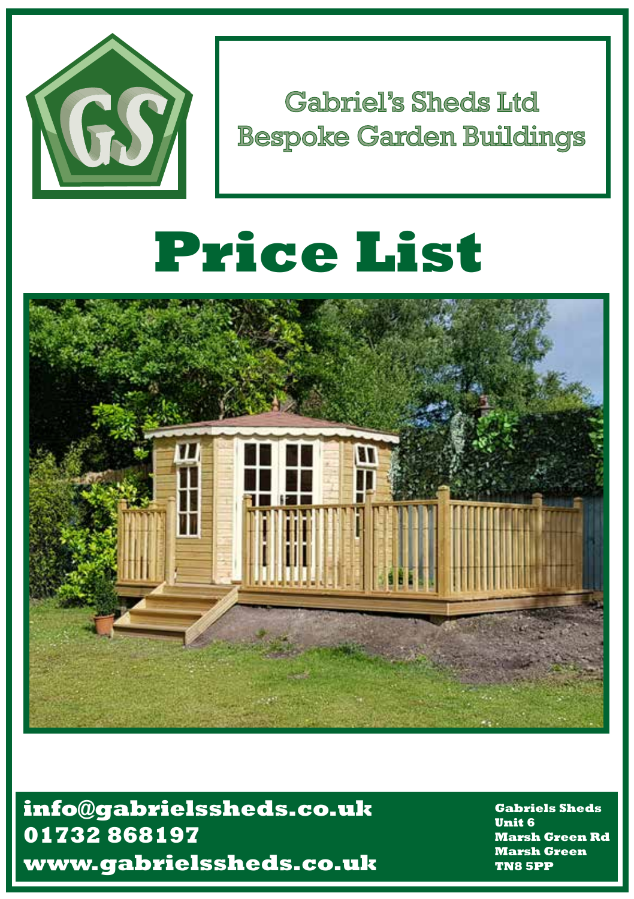Gabriel's Sheds Ltd
Bespoke Garden Buildings

# Price List

info@gabrielssheds.co.uk
01732 868197
www.gabrielssheds.co.uk

**Gabriels Sheds**
**Unit 6**
**Marsh Green Rd**
**Marsh Green**
**TN8 5PP**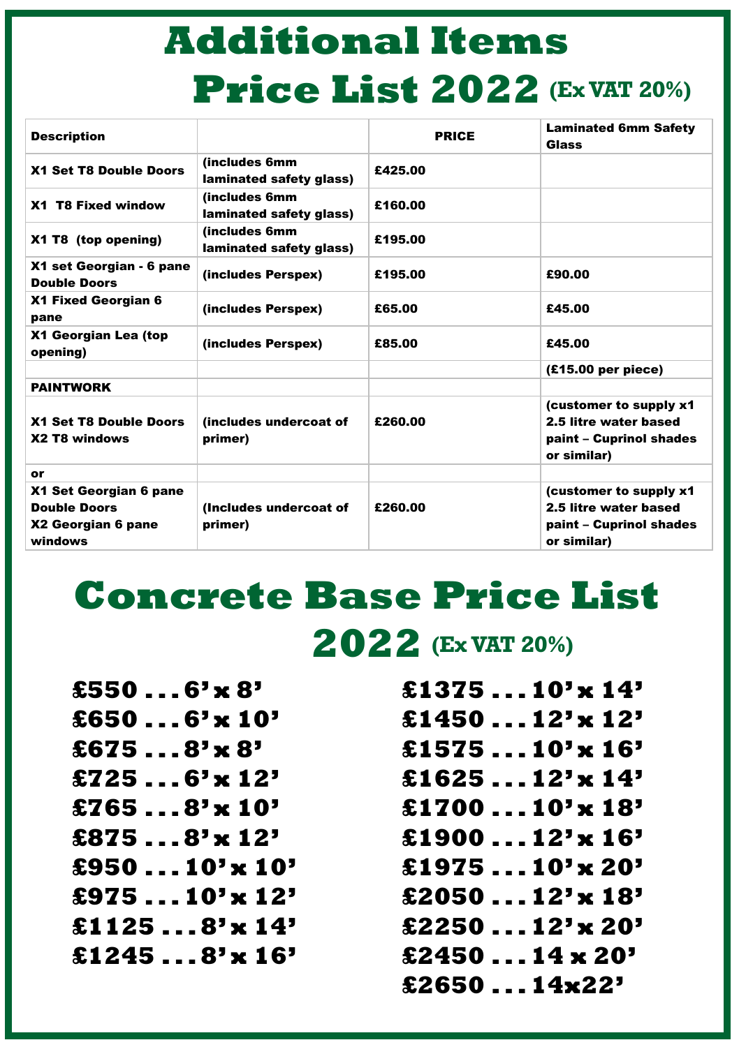# Additional Items Price List 2022 (Ex VAT 20%)

| Description | | PRICE | Laminated 6mm Safety Glass |
|---|---|---|---|
| X1 Set T8 Double Doors | (includes 6mm laminated safety glass) | £425.00 | |
| X1 T8 Fixed window | (includes 6mm laminated safety glass) | £160.00 | |
| X1 T8 (top opening) | (includes 6mm laminated safety glass) | £195.00 | |
| X1 set Georgian - 6 pane Double Doors | (includes Perspex) | £195.00 | £90.00 |
| X1 Fixed Georgian 6 pane | (includes Perspex) | £65.00 | £45.00 |
| X1 Georgian Lea (top opening) | (includes Perspex) | £85.00 | £45.00 |
| | | | (£15.00 per piece) |
| PAINTWORK | | | |
| X1 Set T8 Double Doors X2 T8 windows | (includes undercoat of primer) | £260.00 | (customer to supply x1 2.5 litre water based paint – Cuprinol shades or similar) |
| or | | | |
| X1 Set Georgian 6 pane Double Doors X2 Georgian 6 pane windows | (Includes undercoat of primer) | £260.00 | (customer to supply x1 2.5 litre water based paint – Cuprinol shades or similar) |

# Concrete Base Price List 2022 (Ex VAT 20%)

**£550 . . . 6'x 8'**
**£650 . . . 6'x 10'**
**£675 . . . 8'x 8'**
**£725 . . . 6'x 12'**
**£765 . . . 8'x 10'**
**£875 . . . 8'x 12'**
**£950 . . . 10'x 10'**
**£975 . . . 10'x 12'**
**£1125 . . . 8'x 14'**
**£1245 . . . 8'x 16'**
**£1375 . . . 10'x 14'**
**£1450 . . . 12'x 12'**
**£1575 . . . 10'x 16'**
**£1625 . . . 12'x 14'**
**£1700 . . . 10'x 18'**
**£1900 . . . 12'x 16'**
**£1975 . . . 10'x 20'**
**£2050 . . . 12'x 18'**
**£2250 . . . 12'x 20'**
**£2450 . . . 14 x 20'**
**£2650 . . . 14x22'**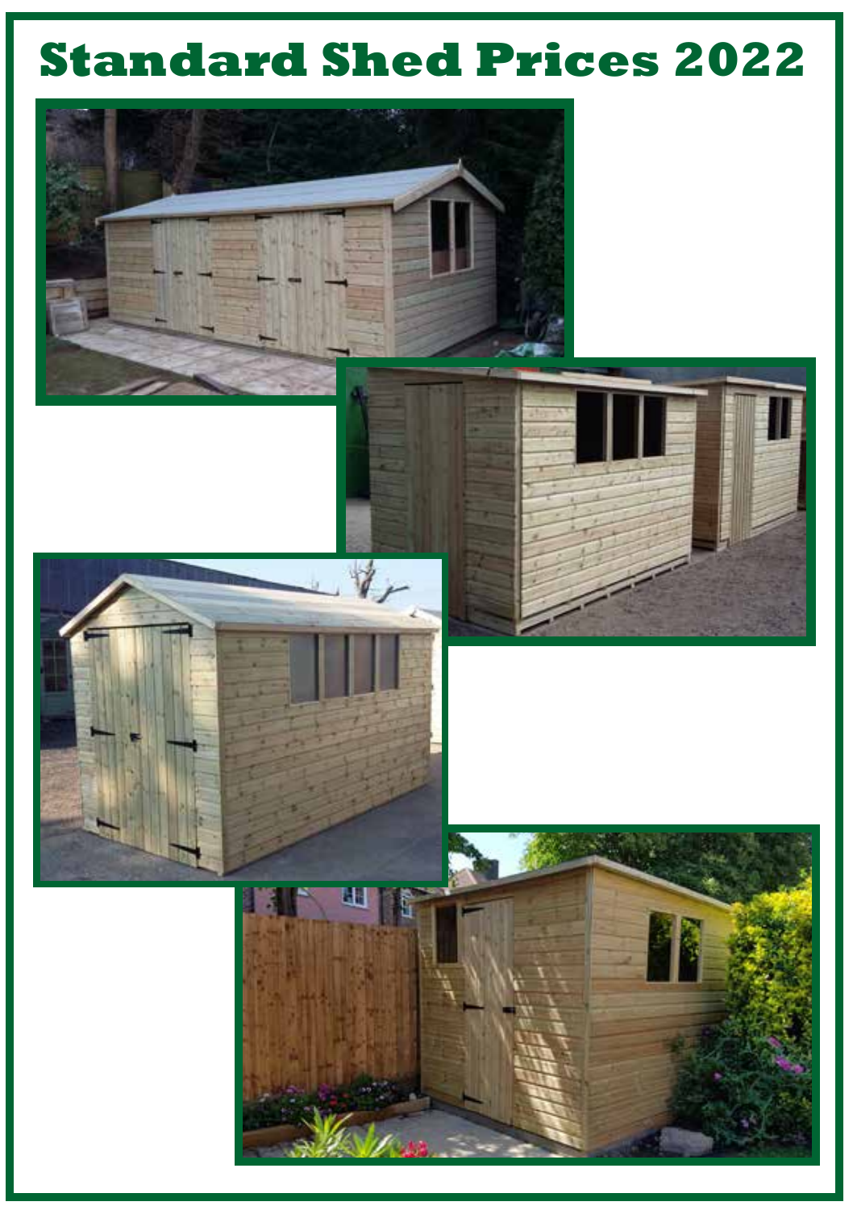# Standard Shed Prices 2022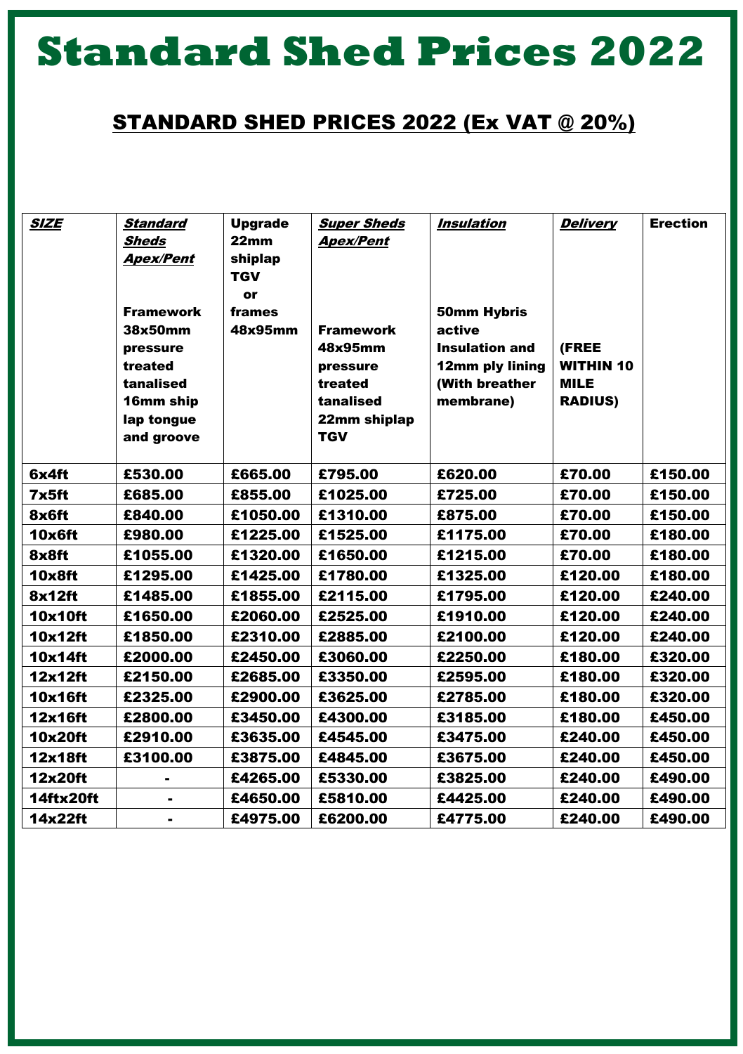# Standard Shed Prices 2022

## STANDARD SHED PRICES 2022 (Ex VAT @ 20%)

| ***SIZE*** | ***Standard Sheds Apex/Pent*** **Framework 38x50mm pressure treated tanalised 16mm ship lap tongue and groove** | **Upgrade 22mm shiplap TGV or frames 48x95mm** | ***Super Sheds Apex/Pent*** **Framework 48x95mm pressure treated tanalised 22mm shiplap TGV** | ***Insulation*** **50mm Hybris active Insulation and 12mm ply lining (With breather membrane)** | ***Delivery*** **(FREE WITHIN 10 MILE RADIUS)** | **Erection** |
|---|---|---|---|---|---|---|
| **6x4ft** | **£530.00** | **£665.00** | **£795.00** | **£620.00** | **£70.00** | **£150.00** |
| **7x5ft** | **£685.00** | **£855.00** | **£1025.00** | **£725.00** | **£70.00** | **£150.00** |
| **8x6ft** | **£840.00** | **£1050.00** | **£1310.00** | **£875.00** | **£70.00** | **£150.00** |
| **10x6ft** | **£980.00** | **£1225.00** | **£1525.00** | **£1175.00** | **£70.00** | **£180.00** |
| **8x8ft** | **£1055.00** | **£1320.00** | **£1650.00** | **£1215.00** | **£70.00** | **£180.00** |
| **10x8ft** | **£1295.00** | **£1425.00** | **£1780.00** | **£1325.00** | **£120.00** | **£180.00** |
| **8x12ft** | **£1485.00** | **£1855.00** | **£2115.00** | **£1795.00** | **£120.00** | **£240.00** |
| **10x10ft** | **£1650.00** | **£2060.00** | **£2525.00** | **£1910.00** | **£120.00** | **£240.00** |
| **10x12ft** | **£1850.00** | **£2310.00** | **£2885.00** | **£2100.00** | **£120.00** | **£240.00** |
| **10x14ft** | **£2000.00** | **£2450.00** | **£3060.00** | **£2250.00** | **£180.00** | **£320.00** |
| **12x12ft** | **£2150.00** | **£2685.00** | **£3350.00** | **£2595.00** | **£180.00** | **£320.00** |
| **10x16ft** | **£2325.00** | **£2900.00** | **£3625.00** | **£2785.00** | **£180.00** | **£320.00** |
| **12x16ft** | **£2800.00** | **£3450.00** | **£4300.00** | **£3185.00** | **£180.00** | **£450.00** |
| **10x20ft** | **£2910.00** | **£3635.00** | **£4545.00** | **£3475.00** | **£240.00** | **£450.00** |
| **12x18ft** | **£3100.00** | **£3875.00** | **£4845.00** | **£3675.00** | **£240.00** | **£450.00** |
| **12x20ft** | **-** | **£4265.00** | **£5330.00** | **£3825.00** | **£240.00** | **£490.00** |
| **14ftx20ft** | **-** | **£4650.00** | **£5810.00** | **£4425.00** | **£240.00** | **£490.00** |
| **14x22ft** | **-** | **£4975.00** | **£6200.00** | **£4775.00** | **£240.00** | **£490.00** |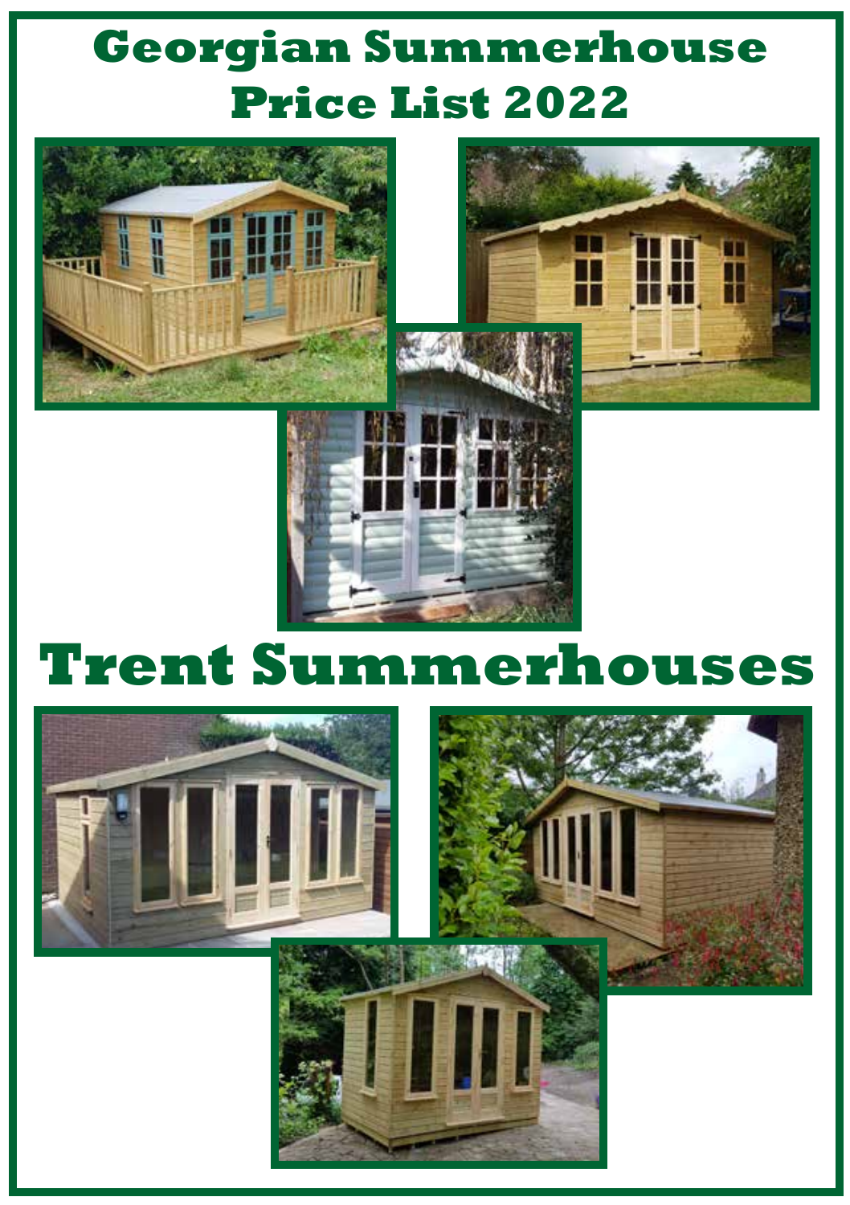# Georgian Summerhouse Price List 2022

# Trent Summerhouses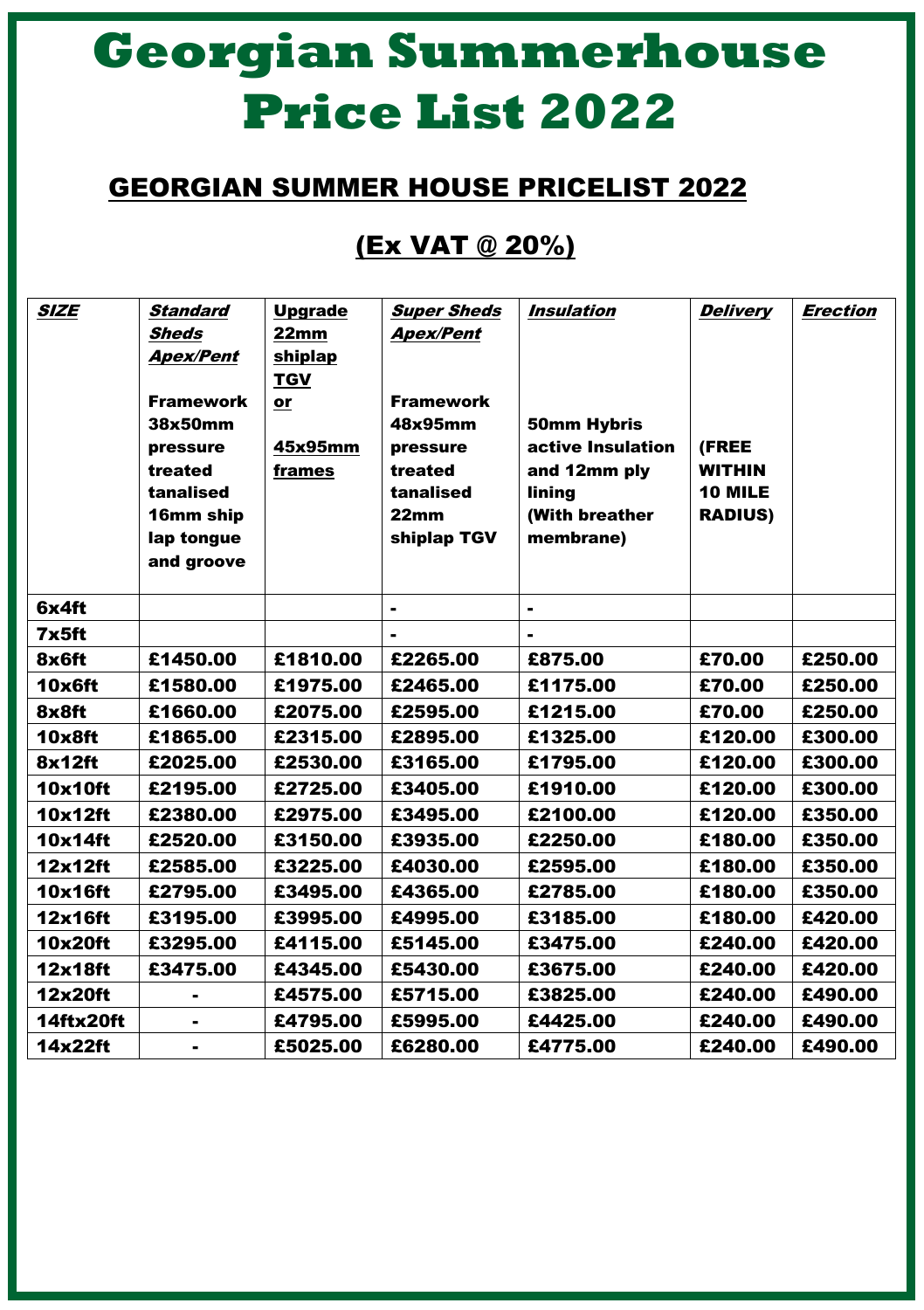# Georgian Summerhouse Price List 2022

## GEORGIAN SUMMER HOUSE PRICELIST 2022

## (Ex VAT @ 20%)

| ***SIZE*** | ***Standard Sheds Apex/Pent*** **Framework 38x50mm pressure treated tanalised 16mm ship lap tongue and groove** | **Upgrade 22mm shiplap TGV or 45x95mm frames** | ***Super Sheds Apex/Pent*** **Framework 48x95mm pressure treated tanalised 22mm shiplap TGV** | ***Insulation*** **50mm Hybris active Insulation and 12mm ply lining (With breather membrane)** | ***Delivery*** **(FREE WITHIN 10 MILE RADIUS)** | ***Erection*** |
|---|---|---|---|---|---|---|
| **6x4ft** | | | **-** | **-** | | |
| **7x5ft** | | | **-** | **-** | | |
| **8x6ft** | **£1450.00** | **£1810.00** | **£2265.00** | **£875.00** | **£70.00** | **£250.00** |
| **10x6ft** | **£1580.00** | **£1975.00** | **£2465.00** | **£1175.00** | **£70.00** | **£250.00** |
| **8x8ft** | **£1660.00** | **£2075.00** | **£2595.00** | **£1215.00** | **£70.00** | **£250.00** |
| **10x8ft** | **£1865.00** | **£2315.00** | **£2895.00** | **£1325.00** | **£120.00** | **£300.00** |
| **8x12ft** | **£2025.00** | **£2530.00** | **£3165.00** | **£1795.00** | **£120.00** | **£300.00** |
| **10x10ft** | **£2195.00** | **£2725.00** | **£3405.00** | **£1910.00** | **£120.00** | **£300.00** |
| **10x12ft** | **£2380.00** | **£2975.00** | **£3495.00** | **£2100.00** | **£120.00** | **£350.00** |
| **10x14ft** | **£2520.00** | **£3150.00** | **£3935.00** | **£2250.00** | **£180.00** | **£350.00** |
| **12x12ft** | **£2585.00** | **£3225.00** | **£4030.00** | **£2595.00** | **£180.00** | **£350.00** |
| **10x16ft** | **£2795.00** | **£3495.00** | **£4365.00** | **£2785.00** | **£180.00** | **£350.00** |
| **12x16ft** | **£3195.00** | **£3995.00** | **£4995.00** | **£3185.00** | **£180.00** | **£420.00** |
| **10x20ft** | **£3295.00** | **£4115.00** | **£5145.00** | **£3475.00** | **£240.00** | **£420.00** |
| **12x18ft** | **£3475.00** | **£4345.00** | **£5430.00** | **£3675.00** | **£240.00** | **£420.00** |
| **12x20ft** | **-** | **£4575.00** | **£5715.00** | **£3825.00** | **£240.00** | **£490.00** |
| **14ftx20ft** | **-** | **£4795.00** | **£5995.00** | **£4425.00** | **£240.00** | **£490.00** |
| **14x22ft** | **-** | **£5025.00** | **£6280.00** | **£4775.00** | **£240.00** | **£490.00** |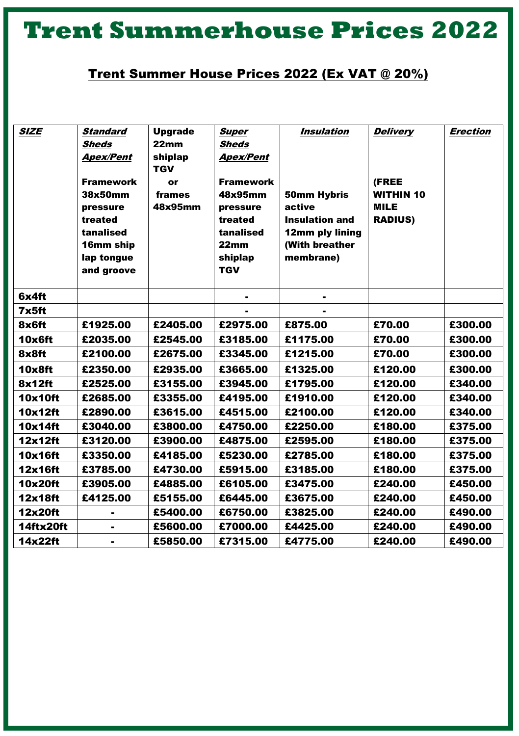# Trent Summerhouse Prices 2022

## Trent Summer House Prices 2022 (Ex VAT @ 20%)

| ***SIZE*** | ***Standard Sheds Apex/Pent*** **Framework 38x50mm pressure treated tanalised 16mm ship lap tongue and groove** | **Upgrade 22mm shiplap TGV or frames 48x95mm** | ***Super Sheds Apex/Pent*** **Framework 48x95mm pressure treated tanalised 22mm shiplap TGV** | ***Insulation*** **50mm Hybris active Insulation and 12mm ply lining (With breather membrane)** | ***Delivery*** **(FREE WITHIN 10 MILE RADIUS)** | ***Erection*** |
|---|---|---|---|---|---|---|
| **6x4ft** | | | - | - | | |
| **7x5ft** | | | - | - | | |
| **8x6ft** | £1925.00 | £2405.00 | £2975.00 | £875.00 | £70.00 | £300.00 |
| **10x6ft** | £2035.00 | £2545.00 | £3185.00 | £1175.00 | £70.00 | £300.00 |
| **8x8ft** | £2100.00 | £2675.00 | £3345.00 | £1215.00 | £70.00 | £300.00 |
| **10x8ft** | £2350.00 | £2935.00 | £3665.00 | £1325.00 | £120.00 | £300.00 |
| **8x12ft** | £2525.00 | £3155.00 | £3945.00 | £1795.00 | £120.00 | £340.00 |
| **10x10ft** | £2685.00 | £3355.00 | £4195.00 | £1910.00 | £120.00 | £340.00 |
| **10x12ft** | £2890.00 | £3615.00 | £4515.00 | £2100.00 | £120.00 | £340.00 |
| **10x14ft** | £3040.00 | £3800.00 | £4750.00 | £2250.00 | £180.00 | £375.00 |
| **12x12ft** | £3120.00 | £3900.00 | £4875.00 | £2595.00 | £180.00 | £375.00 |
| **10x16ft** | £3350.00 | £4185.00 | £5230.00 | £2785.00 | £180.00 | £375.00 |
| **12x16ft** | £3785.00 | £4730.00 | £5915.00 | £3185.00 | £180.00 | £375.00 |
| **10x20ft** | £3905.00 | £4885.00 | £6105.00 | £3475.00 | £240.00 | £450.00 |
| **12x18ft** | £4125.00 | £5155.00 | £6445.00 | £3675.00 | £240.00 | £450.00 |
| **12x20ft** | - | £5400.00 | £6750.00 | £3825.00 | £240.00 | £490.00 |
| **14ftx20ft** | - | £5600.00 | £7000.00 | £4425.00 | £240.00 | £490.00 |
| **14x22ft** | - | £5850.00 | £7315.00 | £4775.00 | £240.00 | £490.00 |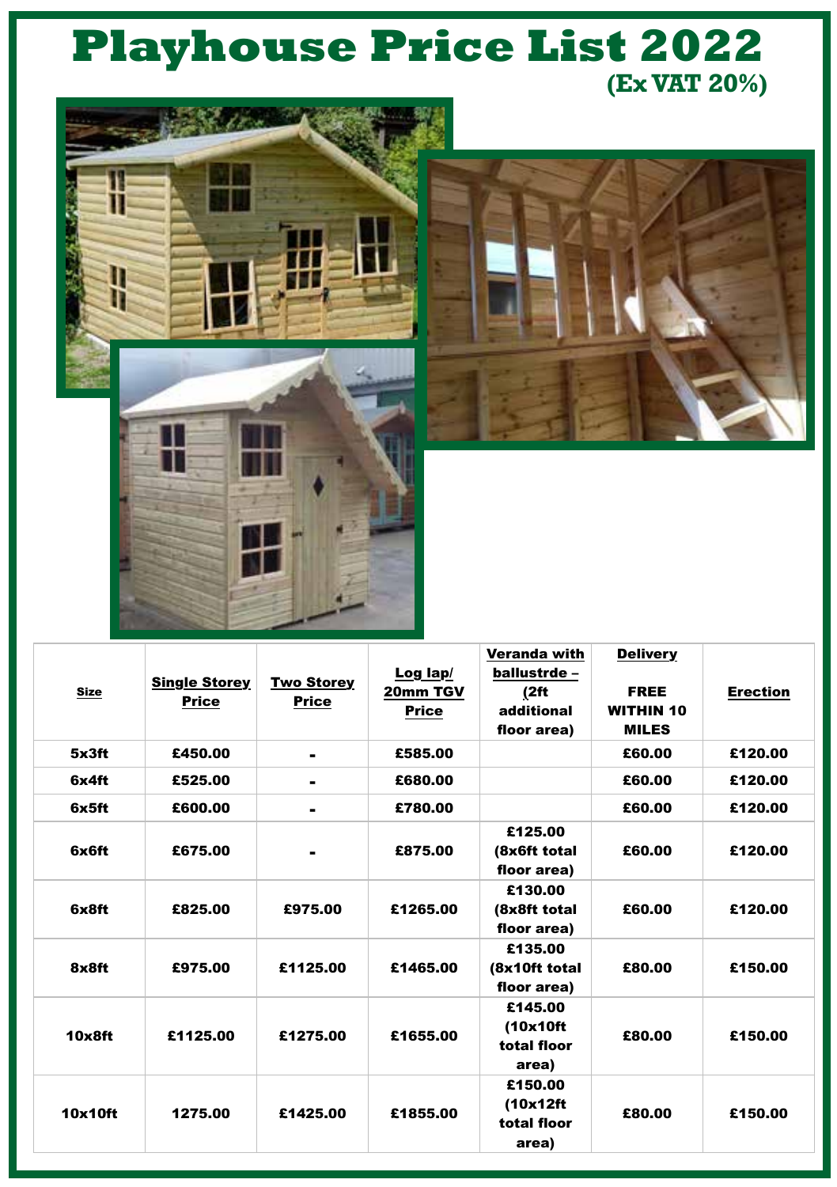# Playhouse Price List 2022

**(Ex VAT 20%)**

| Size | Single Storey Price | Two Storey Price | Log lap/ 20mm TGV Price | Veranda with ballustrde – (2ft additional floor area) | Delivery FREE WITHIN 10 MILES | Erection |
|---|---|---|---|---|---|---|
| 5x3ft | £450.00 | - | £585.00 | | £60.00 | £120.00 |
| 6x4ft | £525.00 | - | £680.00 | | £60.00 | £120.00 |
| 6x5ft | £600.00 | - | £780.00 | | £60.00 | £120.00 |
| 6x6ft | £675.00 | - | £875.00 | £125.00 (8x6ft total floor area) | £60.00 | £120.00 |
| 6x8ft | £825.00 | £975.00 | £1265.00 | £130.00 (8x8ft total floor area) | £60.00 | £120.00 |
| 8x8ft | £975.00 | £1125.00 | £1465.00 | £135.00 (8x10ft total floor area) | £80.00 | £150.00 |
| 10x8ft | £1125.00 | £1275.00 | £1655.00 | £145.00 (10x10ft total floor area) | £80.00 | £150.00 |
| 10x10ft | 1275.00 | £1425.00 | £1855.00 | £150.00 (10x12ft total floor area) | £80.00 | £150.00 |